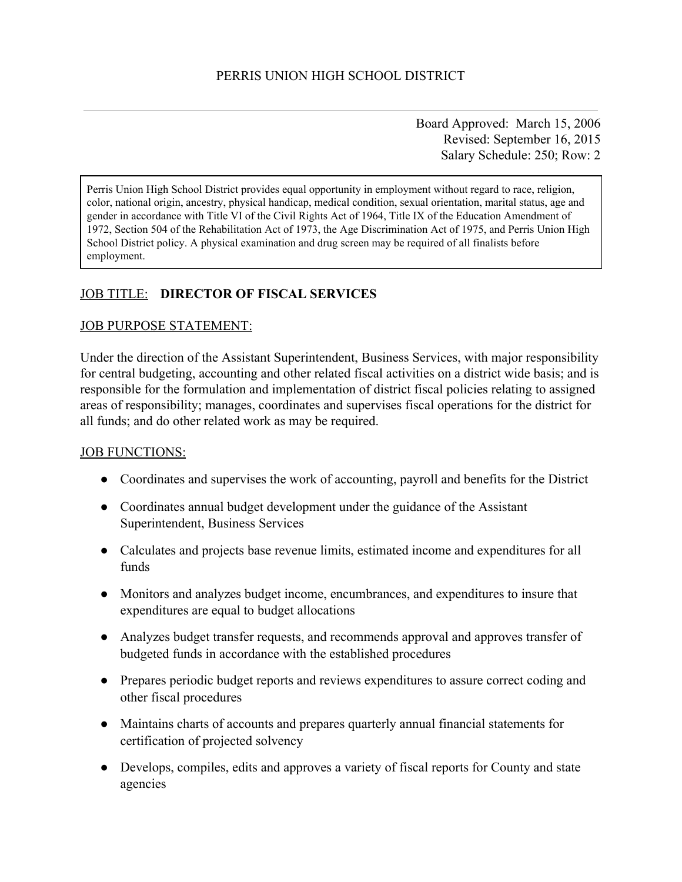# PERRIS UNION HIGH SCHOOL DISTRICT

---

Board Approved: March 15, 2006
Revised: September 16, 2015
Salary Schedule: 250; Row: 2

> Perris Union High School District provides equal opportunity in employment without regard to race, religion, color, national origin, ancestry, physical handicap, medical condition, sexual orientation, marital status, age and gender in accordance with Title VI of the Civil Rights Act of 1964, Title IX of the Education Amendment of 1972, Section 504 of the Rehabilitation Act of 1973, the Age Discrimination Act of 1975, and Perris Union High School District policy. A physical examination and drug screen may be required of all finalists before employment.

<u>JOB TITLE:</u> **DIRECTOR OF FISCAL SERVICES**

<u>JOB PURPOSE STATEMENT:</u>

Under the direction of the Assistant Superintendent, Business Services, with major responsibility for central budgeting, accounting and other related fiscal activities on a district wide basis; and is responsible for the formulation and implementation of district fiscal policies relating to assigned areas of responsibility; manages, coordinates and supervises fiscal operations for the district for all funds; and do other related work as may be required.

<u>JOB FUNCTIONS:</u>

- Coordinates and supervises the work of accounting, payroll and benefits for the District
- Coordinates annual budget development under the guidance of the Assistant Superintendent, Business Services
- Calculates and projects base revenue limits, estimated income and expenditures for all funds
- Monitors and analyzes budget income, encumbrances, and expenditures to insure that expenditures are equal to budget allocations
- Analyzes budget transfer requests, and recommends approval and approves transfer of budgeted funds in accordance with the established procedures
- Prepares periodic budget reports and reviews expenditures to assure correct coding and other fiscal procedures
- Maintains charts of accounts and prepares quarterly annual financial statements for certification of projected solvency
- Develops, compiles, edits and approves a variety of fiscal reports for County and state agencies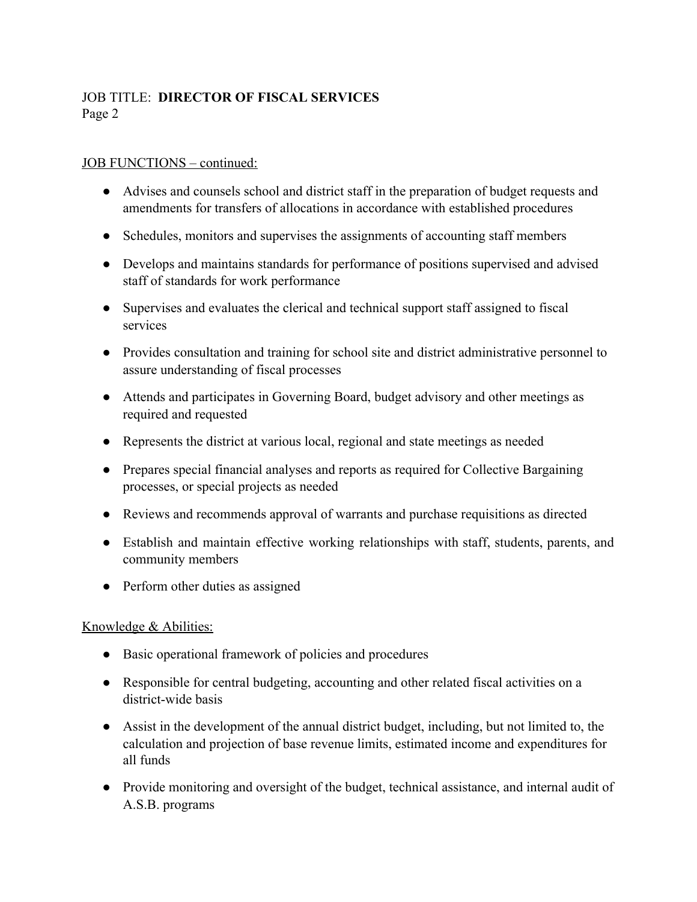JOB TITLE: **DIRECTOR OF FISCAL SERVICES**

JOB FUNCTIONS – continued:

- Advises and counsels school and district staff in the preparation of budget requests and amendments for transfers of allocations in accordance with established procedures
- Schedules, monitors and supervises the assignments of accounting staff members
- Develops and maintains standards for performance of positions supervised and advised staff of standards for work performance
- Supervises and evaluates the clerical and technical support staff assigned to fiscal services
- Provides consultation and training for school site and district administrative personnel to assure understanding of fiscal processes
- Attends and participates in Governing Board, budget advisory and other meetings as required and requested
- Represents the district at various local, regional and state meetings as needed
- Prepares special financial analyses and reports as required for Collective Bargaining processes, or special projects as needed
- Reviews and recommends approval of warrants and purchase requisitions as directed
- Establish and maintain effective working relationships with staff, students, parents, and community members
- Perform other duties as assigned

Knowledge & Abilities:

- Basic operational framework of policies and procedures
- Responsible for central budgeting, accounting and other related fiscal activities on a district-wide basis
- Assist in the development of the annual district budget, including, but not limited to, the calculation and projection of base revenue limits, estimated income and expenditures for all funds
- Provide monitoring and oversight of the budget, technical assistance, and internal audit of A.S.B. programs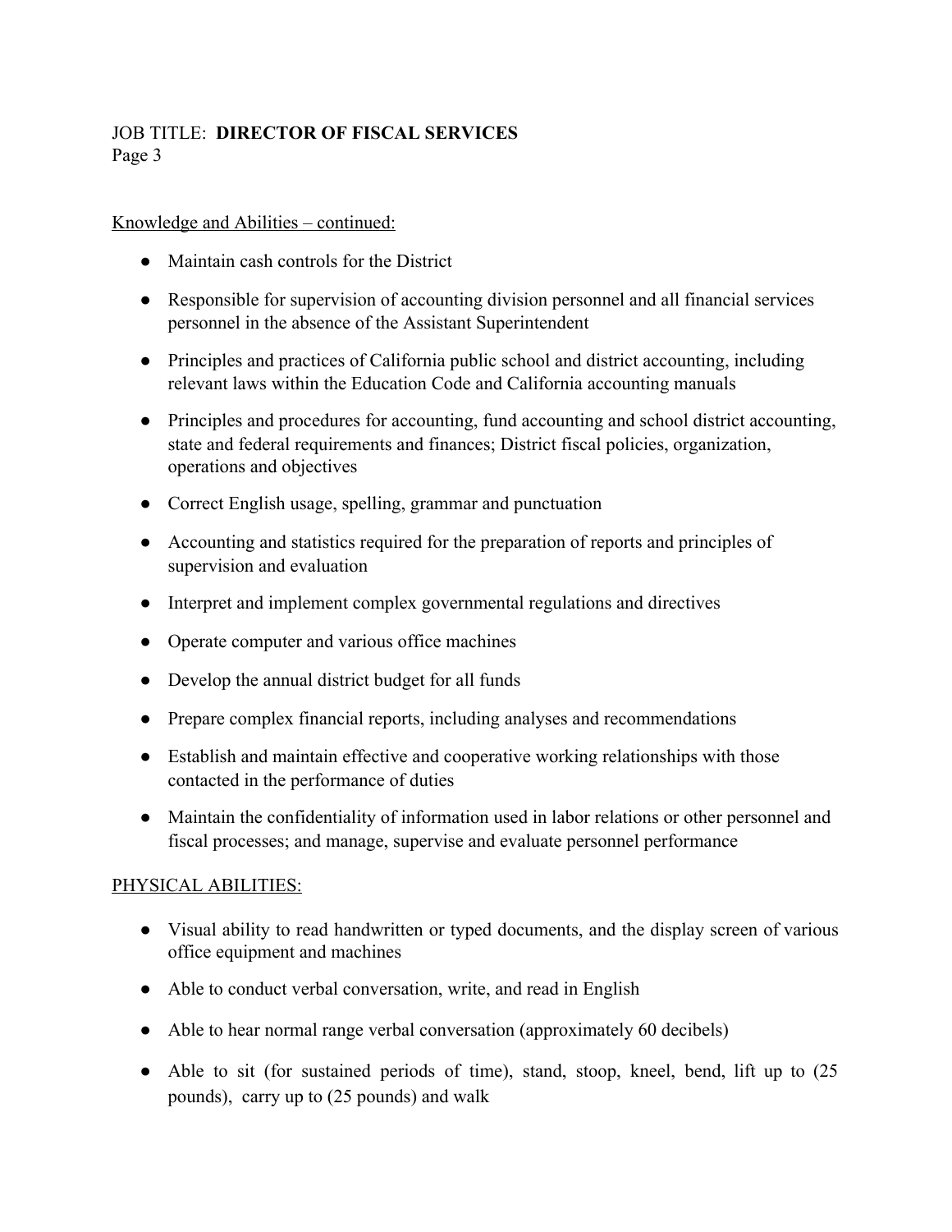Knowledge and Abilities – continued:

- Maintain cash controls for the District
- Responsible for supervision of accounting division personnel and all financial services personnel in the absence of the Assistant Superintendent
- Principles and practices of California public school and district accounting, including relevant laws within the Education Code and California accounting manuals
- Principles and procedures for accounting, fund accounting and school district accounting, state and federal requirements and finances; District fiscal policies, organization, operations and objectives
- Correct English usage, spelling, grammar and punctuation
- Accounting and statistics required for the preparation of reports and principles of supervision and evaluation
- Interpret and implement complex governmental regulations and directives
- Operate computer and various office machines
- Develop the annual district budget for all funds
- Prepare complex financial reports, including analyses and recommendations
- Establish and maintain effective and cooperative working relationships with those contacted in the performance of duties
- Maintain the confidentiality of information used in labor relations or other personnel and fiscal processes; and manage, supervise and evaluate personnel performance

PHYSICAL ABILITIES:

- Visual ability to read handwritten or typed documents, and the display screen of various office equipment and machines
- Able to conduct verbal conversation, write, and read in English
- Able to hear normal range verbal conversation (approximately 60 decibels)
- Able to sit (for sustained periods of time), stand, stoop, kneel, bend, lift up to (25 pounds), carry up to (25 pounds) and walk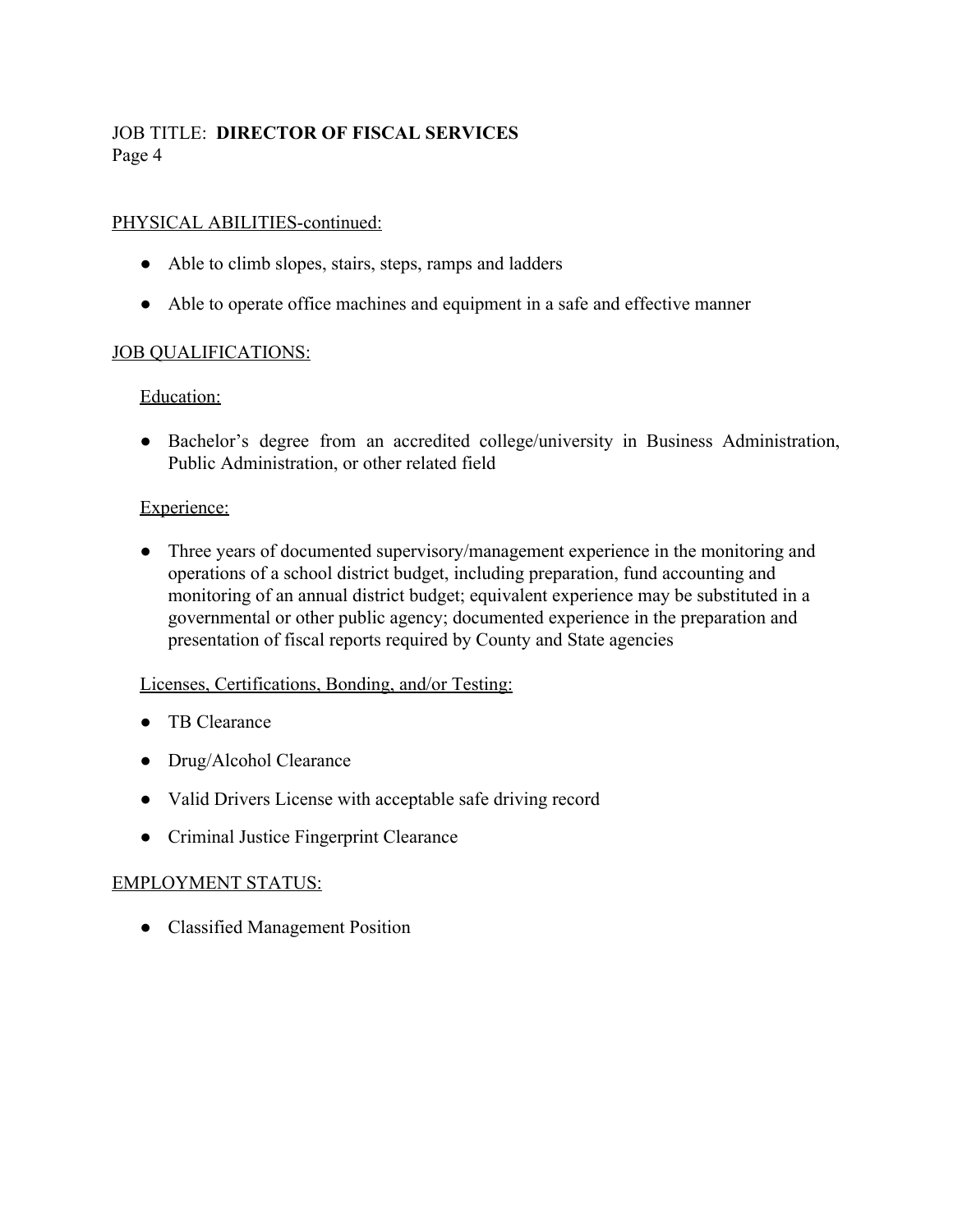PHYSICAL ABILITIES-continued:

- Able to climb slopes, stairs, steps, ramps and ladders
- Able to operate office machines and equipment in a safe and effective manner

JOB QUALIFICATIONS:

Education:

- Bachelor's degree from an accredited college/university in Business Administration, Public Administration, or other related field

Experience:

- Three years of documented supervisory/management experience in the monitoring and operations of a school district budget, including preparation, fund accounting and monitoring of an annual district budget; equivalent experience may be substituted in a governmental or other public agency; documented experience in the preparation and presentation of fiscal reports required by County and State agencies

Licenses, Certifications, Bonding, and/or Testing:

- TB Clearance
- Drug/Alcohol Clearance
- Valid Drivers License with acceptable safe driving record
- Criminal Justice Fingerprint Clearance

EMPLOYMENT STATUS:

- Classified Management Position